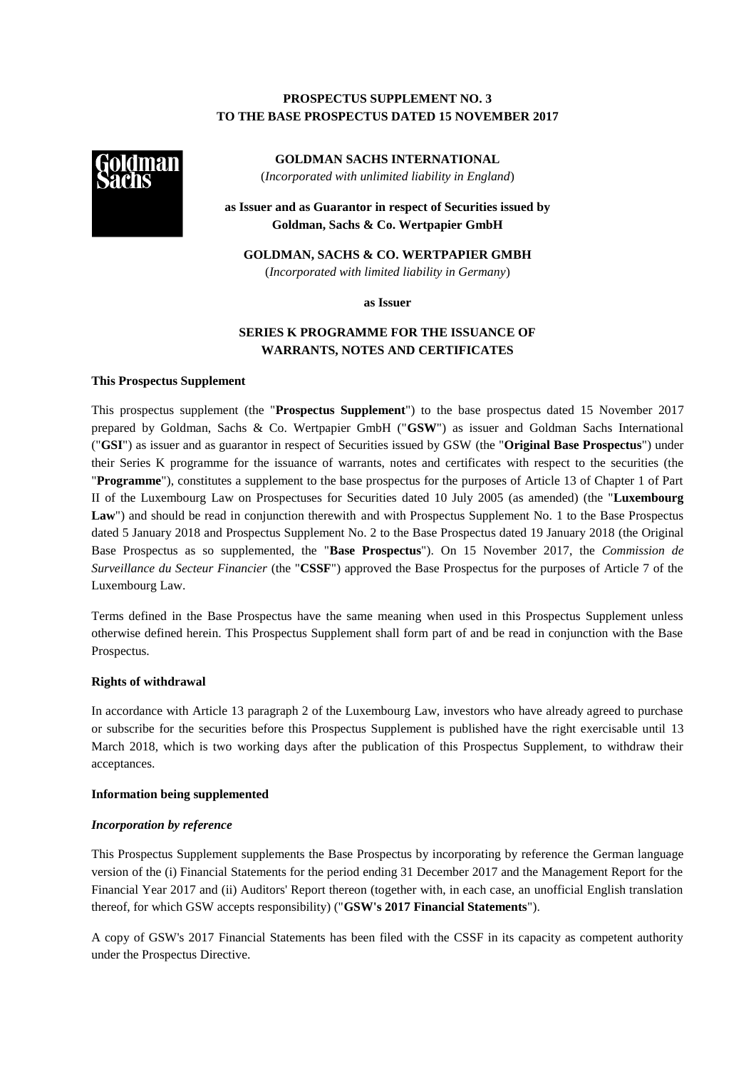**PROSPECTUS SUPPLEMENT NO. 3**
**TO THE BASE PROSPECTUS DATED 15 NOVEMBER 2017**

**GOLDMAN SACHS INTERNATIONAL**
(*Incorporated with unlimited liability in England*)

**as Issuer and as Guarantor in respect of Securities issued by Goldman, Sachs & Co. Wertpapier GmbH**

**GOLDMAN, SACHS & CO. WERTPAPIER GMBH**
(*Incorporated with limited liability in Germany*)

**as Issuer**

**SERIES K PROGRAMME FOR THE ISSUANCE OF WARRANTS, NOTES AND CERTIFICATES**

**This Prospectus Supplement**

This prospectus supplement (the "**Prospectus Supplement**") to the base prospectus dated 15 November 2017 prepared by Goldman, Sachs & Co. Wertpapier GmbH ("**GSW**") as issuer and Goldman Sachs International ("**GSI**") as issuer and as guarantor in respect of Securities issued by GSW (the "**Original Base Prospectus**") under their Series K programme for the issuance of warrants, notes and certificates with respect to the securities (the "**Programme**"), constitutes a supplement to the base prospectus for the purposes of Article 13 of Chapter 1 of Part II of the Luxembourg Law on Prospectuses for Securities dated 10 July 2005 (as amended) (the "**Luxembourg Law**") and should be read in conjunction therewith and with Prospectus Supplement No. 1 to the Base Prospectus dated 5 January 2018 and Prospectus Supplement No. 2 to the Base Prospectus dated 19 January 2018 (the Original Base Prospectus as so supplemented, the "**Base Prospectus**"). On 15 November 2017, the *Commission de Surveillance du Secteur Financier* (the "**CSSF**") approved the Base Prospectus for the purposes of Article 7 of the Luxembourg Law.

Terms defined in the Base Prospectus have the same meaning when used in this Prospectus Supplement unless otherwise defined herein. This Prospectus Supplement shall form part of and be read in conjunction with the Base Prospectus.

**Rights of withdrawal**

In accordance with Article 13 paragraph 2 of the Luxembourg Law, investors who have already agreed to purchase or subscribe for the securities before this Prospectus Supplement is published have the right exercisable until 13 March 2018, which is two working days after the publication of this Prospectus Supplement, to withdraw their acceptances.

**Information being supplemented**

***Incorporation by reference***

This Prospectus Supplement supplements the Base Prospectus by incorporating by reference the German language version of the (i) Financial Statements for the period ending 31 December 2017 and the Management Report for the Financial Year 2017 and (ii) Auditors' Report thereon (together with, in each case, an unofficial English translation thereof, for which GSW accepts responsibility) ("**GSW's 2017 Financial Statements**").

A copy of GSW's 2017 Financial Statements has been filed with the CSSF in its capacity as competent authority under the Prospectus Directive.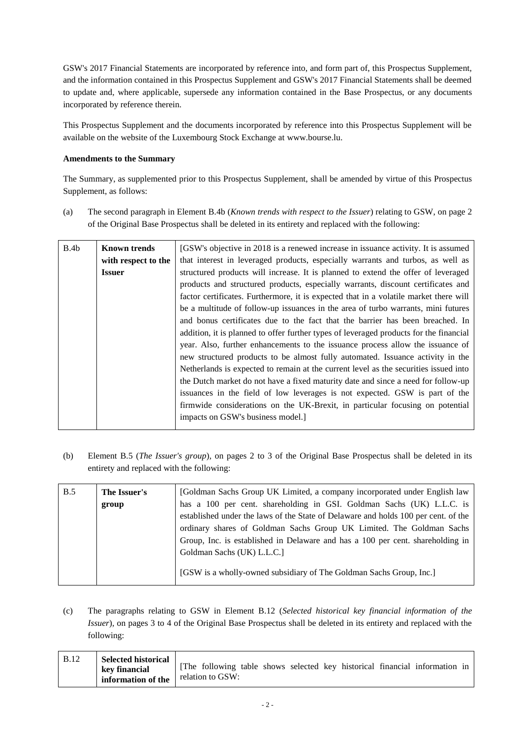GSW's 2017 Financial Statements are incorporated by reference into, and form part of, this Prospectus Supplement, and the information contained in this Prospectus Supplement and GSW's 2017 Financial Statements shall be deemed to update and, where applicable, supersede any information contained in the Base Prospectus, or any documents incorporated by reference therein.

This Prospectus Supplement and the documents incorporated by reference into this Prospectus Supplement will be available on the website of the Luxembourg Stock Exchange at www.bourse.lu.

**Amendments to the Summary**

The Summary, as supplemented prior to this Prospectus Supplement, shall be amended by virtue of this Prospectus Supplement, as follows:

(a) The second paragraph in Element B.4b (*Known trends with respect to the Issuer*) relating to GSW, on page 2 of the Original Base Prospectus shall be deleted in its entirety and replaced with the following:

| B.4b | **Known trends with respect to the Issuer** | [GSW's objective in 2018 is a renewed increase in issuance activity. It is assumed that interest in leveraged products, especially warrants and turbos, as well as structured products will increase. It is planned to extend the offer of leveraged products and structured products, especially warrants, discount certificates and factor certificates. Furthermore, it is expected that in a volatile market there will be a multitude of follow-up issuances in the area of turbo warrants, mini futures and bonus certificates due to the fact that the barrier has been breached. In addition, it is planned to offer further types of leveraged products for the financial year. Also, further enhancements to the issuance process allow the issuance of new structured products to be almost fully automated. Issuance activity in the Netherlands is expected to remain at the current level as the securities issued into the Dutch market do not have a fixed maturity date and since a need for follow-up issuances in the field of low leverages is not expected. GSW is part of the firmwide considerations on the UK-Brexit, in particular focusing on potential impacts on GSW's business model.] |
|---|---|---|

(b) Element B.5 (*The Issuer's group*), on pages 2 to 3 of the Original Base Prospectus shall be deleted in its entirety and replaced with the following:

| B.5 | **The Issuer's group** | [Goldman Sachs Group UK Limited, a company incorporated under English law has a 100 per cent. shareholding in GSI. Goldman Sachs (UK) L.L.C. is established under the laws of the State of Delaware and holds 100 per cent. of the ordinary shares of Goldman Sachs Group UK Limited. The Goldman Sachs Group, Inc. is established in Delaware and has a 100 per cent. shareholding in Goldman Sachs (UK) L.L.C.]<br><br>[GSW is a wholly-owned subsidiary of The Goldman Sachs Group, Inc.] |
|---|---|---|

(c) The paragraphs relating to GSW in Element B.12 (*Selected historical key financial information of the Issuer*), on pages 3 to 4 of the Original Base Prospectus shall be deleted in its entirety and replaced with the following:

| B.12 | **Selected historical key financial information of the** | [The following table shows selected key historical financial information in relation to GSW: |
|---|---|---|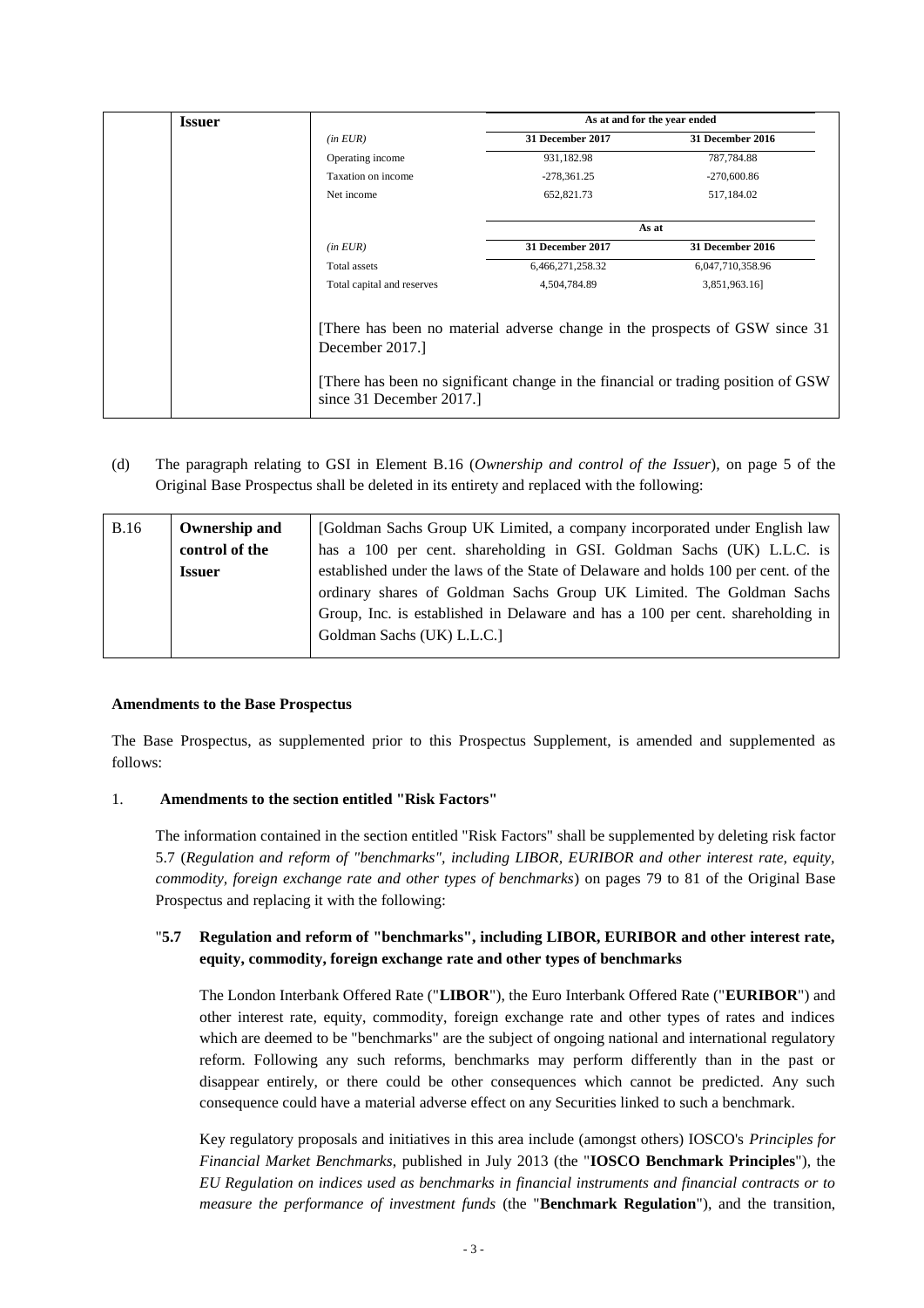| | Issuer | | As at and for the year ended | |
|---|---|---|---|---|
| | | *(in EUR)* | **31 December 2017** | **31 December 2016** |
| | | Operating income | 931,182.98 | 787,784.88 |
| | | Taxation on income | -278,361.25 | -270,600.86 |
| | | Net income | 652,821.73 | 517,184.02 |
| | | | **As at** | |
| | | *(in EUR)* | **31 December 2017** | **31 December 2016** |
| | | Total assets | 6,466,271,258.32 | 6,047,710,358.96 |
| | | Total capital and reserves | 4,504,784.89 | 3,851,963.16] |
| | | [There has been no material adverse change in the prospects of GSW since 31 December 2017.] [There has been no significant change in the financial or trading position of GSW since 31 December 2017.] | | |

(d) The paragraph relating to GSI in Element B.16 (*Ownership and control of the Issuer*), on page 5 of the Original Base Prospectus shall be deleted in its entirety and replaced with the following:

| B.16 | Ownership and control of the Issuer | [Goldman Sachs Group UK Limited, a company incorporated under English law has a 100 per cent. shareholding in GSI. Goldman Sachs (UK) L.L.C. is established under the laws of the State of Delaware and holds 100 per cent. of the ordinary shares of Goldman Sachs Group UK Limited. The Goldman Sachs Group, Inc. is established in Delaware and has a 100 per cent. shareholding in Goldman Sachs (UK) L.L.C.] |
|---|---|---|

**Amendments to the Base Prospectus**

The Base Prospectus, as supplemented prior to this Prospectus Supplement, is amended and supplemented as follows:

1. **Amendments to the section entitled "Risk Factors"**

The information contained in the section entitled "Risk Factors" shall be supplemented by deleting risk factor 5.7 (*Regulation and reform of "benchmarks", including LIBOR, EURIBOR and other interest rate, equity, commodity, foreign exchange rate and other types of benchmarks*) on pages 79 to 81 of the Original Base Prospectus and replacing it with the following:

"**5.7 Regulation and reform of "benchmarks", including LIBOR, EURIBOR and other interest rate, equity, commodity, foreign exchange rate and other types of benchmarks**

The London Interbank Offered Rate ("**LIBOR**"), the Euro Interbank Offered Rate ("**EURIBOR**") and other interest rate, equity, commodity, foreign exchange rate and other types of rates and indices which are deemed to be "benchmarks" are the subject of ongoing national and international regulatory reform. Following any such reforms, benchmarks may perform differently than in the past or disappear entirely, or there could be other consequences which cannot be predicted. Any such consequence could have a material adverse effect on any Securities linked to such a benchmark.

Key regulatory proposals and initiatives in this area include (amongst others) IOSCO's *Principles for Financial Market Benchmarks*, published in July 2013 (the "**IOSCO Benchmark Principles**"), the *EU Regulation on indices used as benchmarks in financial instruments and financial contracts or to measure the performance of investment funds* (the "**Benchmark Regulation**"), and the transition,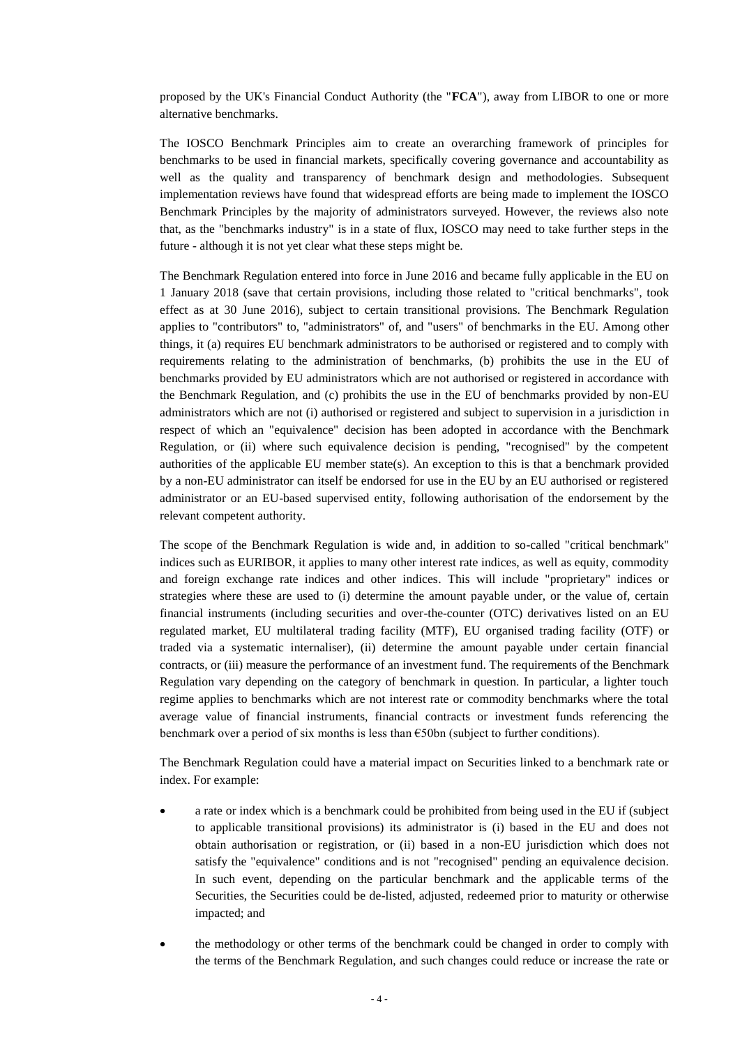proposed by the UK's Financial Conduct Authority (the "**FCA**"), away from LIBOR to one or more alternative benchmarks.

The IOSCO Benchmark Principles aim to create an overarching framework of principles for benchmarks to be used in financial markets, specifically covering governance and accountability as well as the quality and transparency of benchmark design and methodologies. Subsequent implementation reviews have found that widespread efforts are being made to implement the IOSCO Benchmark Principles by the majority of administrators surveyed. However, the reviews also note that, as the "benchmarks industry" is in a state of flux, IOSCO may need to take further steps in the future - although it is not yet clear what these steps might be.

The Benchmark Regulation entered into force in June 2016 and became fully applicable in the EU on 1 January 2018 (save that certain provisions, including those related to "critical benchmarks", took effect as at 30 June 2016), subject to certain transitional provisions. The Benchmark Regulation applies to "contributors" to, "administrators" of, and "users" of benchmarks in the EU. Among other things, it (a) requires EU benchmark administrators to be authorised or registered and to comply with requirements relating to the administration of benchmarks, (b) prohibits the use in the EU of benchmarks provided by EU administrators which are not authorised or registered in accordance with the Benchmark Regulation, and (c) prohibits the use in the EU of benchmarks provided by non-EU administrators which are not (i) authorised or registered and subject to supervision in a jurisdiction in respect of which an "equivalence" decision has been adopted in accordance with the Benchmark Regulation, or (ii) where such equivalence decision is pending, "recognised" by the competent authorities of the applicable EU member state(s). An exception to this is that a benchmark provided by a non-EU administrator can itself be endorsed for use in the EU by an EU authorised or registered administrator or an EU-based supervised entity, following authorisation of the endorsement by the relevant competent authority.

The scope of the Benchmark Regulation is wide and, in addition to so-called "critical benchmark" indices such as EURIBOR, it applies to many other interest rate indices, as well as equity, commodity and foreign exchange rate indices and other indices. This will include "proprietary" indices or strategies where these are used to (i) determine the amount payable under, or the value of, certain financial instruments (including securities and over-the-counter (OTC) derivatives listed on an EU regulated market, EU multilateral trading facility (MTF), EU organised trading facility (OTF) or traded via a systematic internaliser), (ii) determine the amount payable under certain financial contracts, or (iii) measure the performance of an investment fund. The requirements of the Benchmark Regulation vary depending on the category of benchmark in question. In particular, a lighter touch regime applies to benchmarks which are not interest rate or commodity benchmarks where the total average value of financial instruments, financial contracts or investment funds referencing the benchmark over a period of six months is less than €50bn (subject to further conditions).

The Benchmark Regulation could have a material impact on Securities linked to a benchmark rate or index. For example:

- a rate or index which is a benchmark could be prohibited from being used in the EU if (subject to applicable transitional provisions) its administrator is (i) based in the EU and does not obtain authorisation or registration, or (ii) based in a non-EU jurisdiction which does not satisfy the "equivalence" conditions and is not "recognised" pending an equivalence decision. In such event, depending on the particular benchmark and the applicable terms of the Securities, the Securities could be de-listed, adjusted, redeemed prior to maturity or otherwise impacted; and
- the methodology or other terms of the benchmark could be changed in order to comply with the terms of the Benchmark Regulation, and such changes could reduce or increase the rate or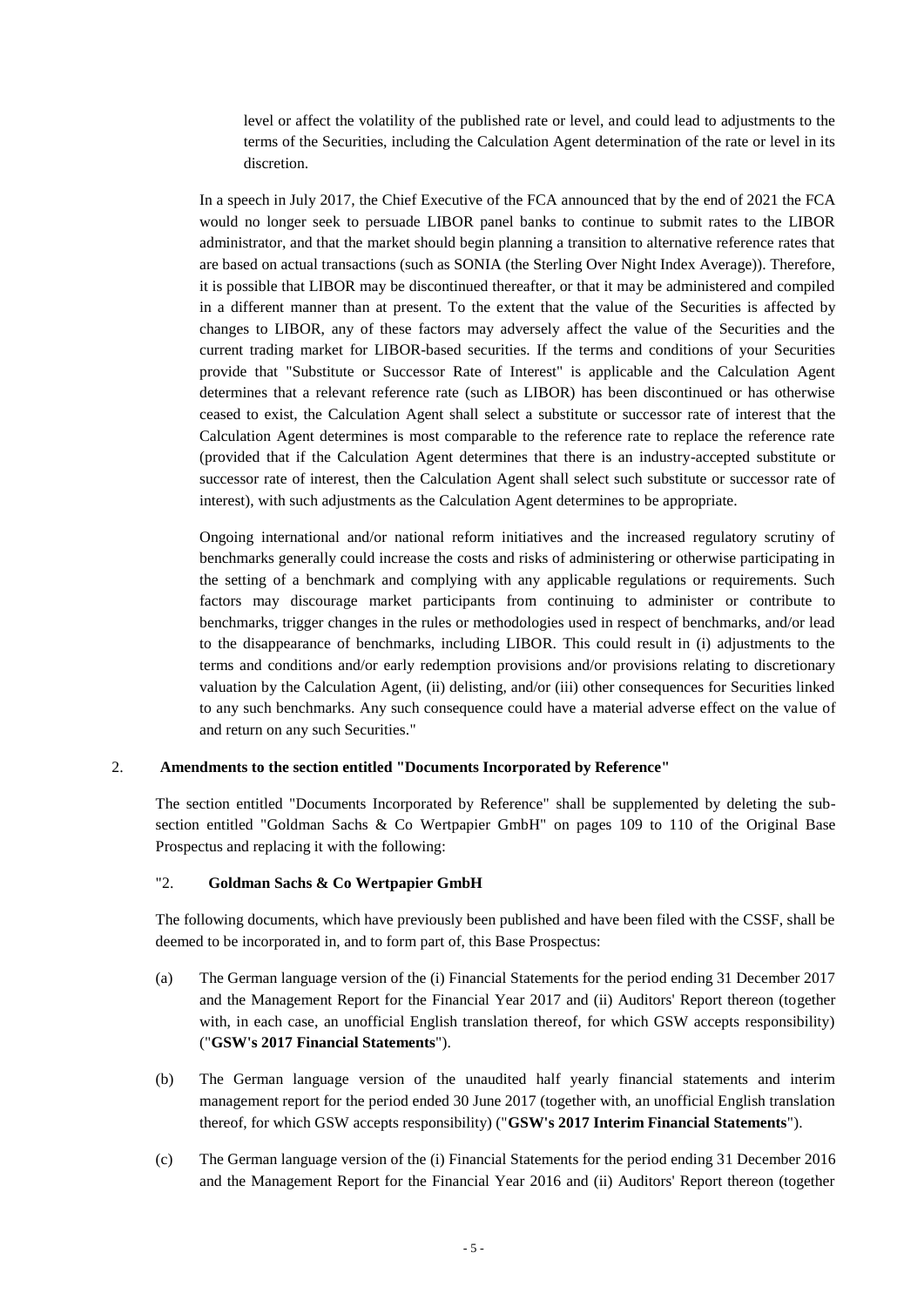level or affect the volatility of the published rate or level, and could lead to adjustments to the terms of the Securities, including the Calculation Agent determination of the rate or level in its discretion.

In a speech in July 2017, the Chief Executive of the FCA announced that by the end of 2021 the FCA would no longer seek to persuade LIBOR panel banks to continue to submit rates to the LIBOR administrator, and that the market should begin planning a transition to alternative reference rates that are based on actual transactions (such as SONIA (the Sterling Over Night Index Average)). Therefore, it is possible that LIBOR may be discontinued thereafter, or that it may be administered and compiled in a different manner than at present. To the extent that the value of the Securities is affected by changes to LIBOR, any of these factors may adversely affect the value of the Securities and the current trading market for LIBOR-based securities. If the terms and conditions of your Securities provide that "Substitute or Successor Rate of Interest" is applicable and the Calculation Agent determines that a relevant reference rate (such as LIBOR) has been discontinued or has otherwise ceased to exist, the Calculation Agent shall select a substitute or successor rate of interest that the Calculation Agent determines is most comparable to the reference rate to replace the reference rate (provided that if the Calculation Agent determines that there is an industry-accepted substitute or successor rate of interest, then the Calculation Agent shall select such substitute or successor rate of interest), with such adjustments as the Calculation Agent determines to be appropriate.

Ongoing international and/or national reform initiatives and the increased regulatory scrutiny of benchmarks generally could increase the costs and risks of administering or otherwise participating in the setting of a benchmark and complying with any applicable regulations or requirements. Such factors may discourage market participants from continuing to administer or contribute to benchmarks, trigger changes in the rules or methodologies used in respect of benchmarks, and/or lead to the disappearance of benchmarks, including LIBOR. This could result in (i) adjustments to the terms and conditions and/or early redemption provisions and/or provisions relating to discretionary valuation by the Calculation Agent, (ii) delisting, and/or (iii) other consequences for Securities linked to any such benchmarks. Any such consequence could have a material adverse effect on the value of and return on any such Securities."

2. **Amendments to the section entitled "Documents Incorporated by Reference"**

The section entitled "Documents Incorporated by Reference" shall be supplemented by deleting the sub-section entitled "Goldman Sachs & Co Wertpapier GmbH" on pages 109 to 110 of the Original Base Prospectus and replacing it with the following:

"2. **Goldman Sachs & Co Wertpapier GmbH**

The following documents, which have previously been published and have been filed with the CSSF, shall be deemed to be incorporated in, and to form part of, this Base Prospectus:

(a) The German language version of the (i) Financial Statements for the period ending 31 December 2017 and the Management Report for the Financial Year 2017 and (ii) Auditors' Report thereon (together with, in each case, an unofficial English translation thereof, for which GSW accepts responsibility) ("**GSW's 2017 Financial Statements**").

(b) The German language version of the unaudited half yearly financial statements and interim management report for the period ended 30 June 2017 (together with, an unofficial English translation thereof, for which GSW accepts responsibility) ("**GSW's 2017 Interim Financial Statements**").

(c) The German language version of the (i) Financial Statements for the period ending 31 December 2016 and the Management Report for the Financial Year 2016 and (ii) Auditors' Report thereon (together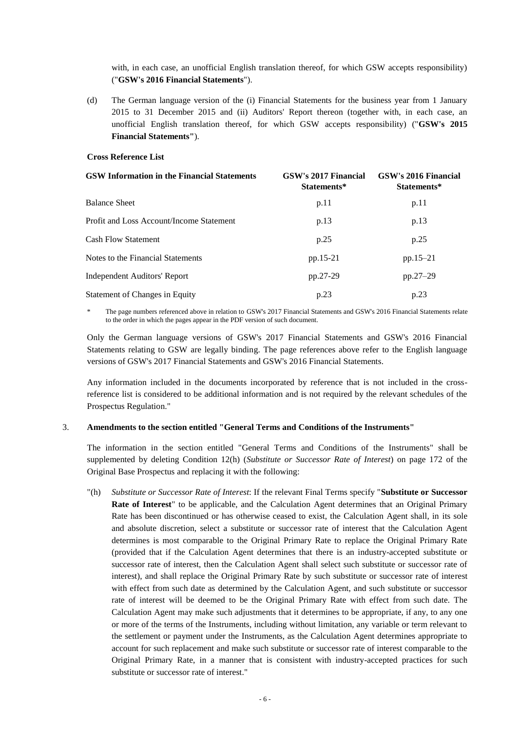with, in each case, an unofficial English translation thereof, for which GSW accepts responsibility) ("**GSW's 2016 Financial Statements**").

(d) The German language version of the (i) Financial Statements for the business year from 1 January 2015 to 31 December 2015 and (ii) Auditors' Report thereon (together with, in each case, an unofficial English translation thereof, for which GSW accepts responsibility) ("**GSW's 2015 Financial Statements"**).

**Cross Reference List**

| **GSW Information in the Financial Statements** | **GSW's 2017 Financial Statements*** | **GSW's 2016 Financial Statements*** |
|---|---|---|
| Balance Sheet | p.11 | p.11 |
| Profit and Loss Account/Income Statement | p.13 | p.13 |
| Cash Flow Statement | p.25 | p.25 |
| Notes to the Financial Statements | pp.15-21 | pp.15–21 |
| Independent Auditors' Report | pp.27-29 | pp.27–29 |
| Statement of Changes in Equity | p.23 | p.23 |

\* The page numbers referenced above in relation to GSW's 2017 Financial Statements and GSW's 2016 Financial Statements relate to the order in which the pages appear in the PDF version of such document.

Only the German language versions of GSW's 2017 Financial Statements and GSW's 2016 Financial Statements relating to GSW are legally binding. The page references above refer to the English language versions of GSW's 2017 Financial Statements and GSW's 2016 Financial Statements.

Any information included in the documents incorporated by reference that is not included in the cross-reference list is considered to be additional information and is not required by the relevant schedules of the Prospectus Regulation."

3. **Amendments to the section entitled "General Terms and Conditions of the Instruments"**

The information in the section entitled "General Terms and Conditions of the Instruments" shall be supplemented by deleting Condition 12(h) (*Substitute or Successor Rate of Interest*) on page 172 of the Original Base Prospectus and replacing it with the following:

"(h) *Substitute or Successor Rate of Interest*: If the relevant Final Terms specify "**Substitute or Successor Rate of Interest**" to be applicable, and the Calculation Agent determines that an Original Primary Rate has been discontinued or has otherwise ceased to exist, the Calculation Agent shall, in its sole and absolute discretion, select a substitute or successor rate of interest that the Calculation Agent determines is most comparable to the Original Primary Rate to replace the Original Primary Rate (provided that if the Calculation Agent determines that there is an industry-accepted substitute or successor rate of interest, then the Calculation Agent shall select such substitute or successor rate of interest), and shall replace the Original Primary Rate by such substitute or successor rate of interest with effect from such date as determined by the Calculation Agent, and such substitute or successor rate of interest will be deemed to be the Original Primary Rate with effect from such date. The Calculation Agent may make such adjustments that it determines to be appropriate, if any, to any one or more of the terms of the Instruments, including without limitation, any variable or term relevant to the settlement or payment under the Instruments, as the Calculation Agent determines appropriate to account for such replacement and make such substitute or successor rate of interest comparable to the Original Primary Rate, in a manner that is consistent with industry-accepted practices for such substitute or successor rate of interest."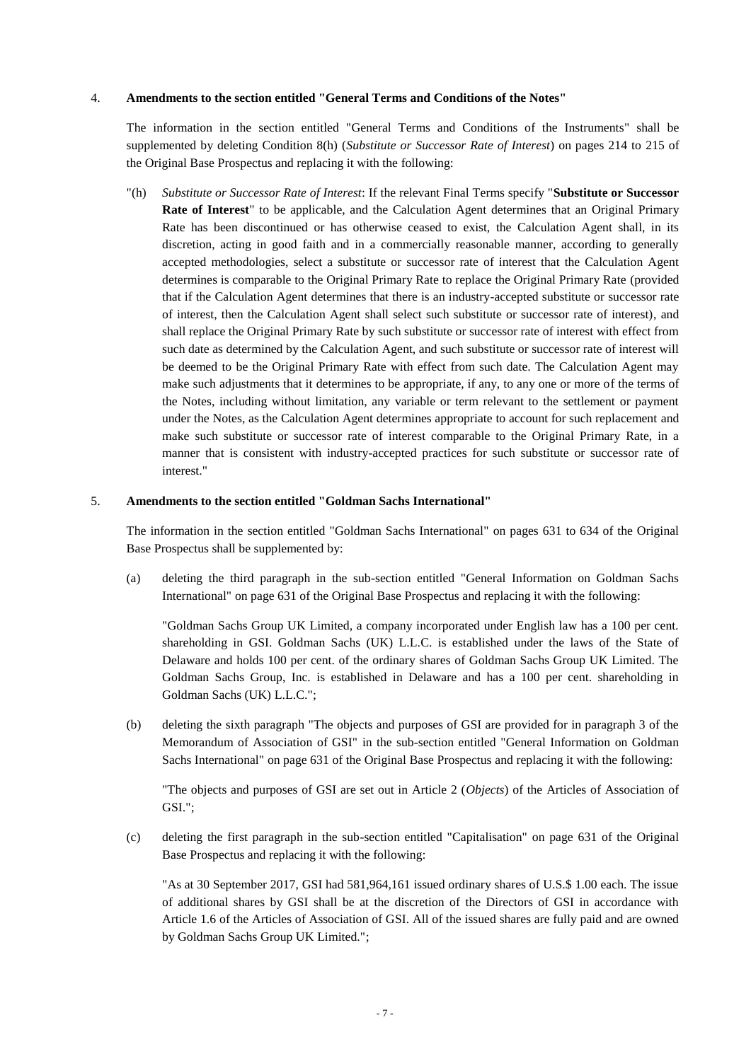4. **Amendments to the section entitled "General Terms and Conditions of the Notes"**

The information in the section entitled "General Terms and Conditions of the Instruments" shall be supplemented by deleting Condition 8(h) (*Substitute or Successor Rate of Interest*) on pages 214 to 215 of the Original Base Prospectus and replacing it with the following:

"(h) *Substitute or Successor Rate of Interest*: If the relevant Final Terms specify "**Substitute or Successor Rate of Interest**" to be applicable, and the Calculation Agent determines that an Original Primary Rate has been discontinued or has otherwise ceased to exist, the Calculation Agent shall, in its discretion, acting in good faith and in a commercially reasonable manner, according to generally accepted methodologies, select a substitute or successor rate of interest that the Calculation Agent determines is comparable to the Original Primary Rate to replace the Original Primary Rate (provided that if the Calculation Agent determines that there is an industry-accepted substitute or successor rate of interest, then the Calculation Agent shall select such substitute or successor rate of interest), and shall replace the Original Primary Rate by such substitute or successor rate of interest with effect from such date as determined by the Calculation Agent, and such substitute or successor rate of interest will be deemed to be the Original Primary Rate with effect from such date. The Calculation Agent may make such adjustments that it determines to be appropriate, if any, to any one or more of the terms of the Notes, including without limitation, any variable or term relevant to the settlement or payment under the Notes, as the Calculation Agent determines appropriate to account for such replacement and make such substitute or successor rate of interest comparable to the Original Primary Rate, in a manner that is consistent with industry-accepted practices for such substitute or successor rate of interest."

5. **Amendments to the section entitled "Goldman Sachs International"**

The information in the section entitled "Goldman Sachs International" on pages 631 to 634 of the Original Base Prospectus shall be supplemented by:

(a) deleting the third paragraph in the sub-section entitled "General Information on Goldman Sachs International" on page 631 of the Original Base Prospectus and replacing it with the following:

"Goldman Sachs Group UK Limited, a company incorporated under English law has a 100 per cent. shareholding in GSI. Goldman Sachs (UK) L.L.C. is established under the laws of the State of Delaware and holds 100 per cent. of the ordinary shares of Goldman Sachs Group UK Limited. The Goldman Sachs Group, Inc. is established in Delaware and has a 100 per cent. shareholding in Goldman Sachs (UK) L.L.C.";

(b) deleting the sixth paragraph "The objects and purposes of GSI are provided for in paragraph 3 of the Memorandum of Association of GSI" in the sub-section entitled "General Information on Goldman Sachs International" on page 631 of the Original Base Prospectus and replacing it with the following:

"The objects and purposes of GSI are set out in Article 2 (*Objects*) of the Articles of Association of GSI.";

(c) deleting the first paragraph in the sub-section entitled "Capitalisation" on page 631 of the Original Base Prospectus and replacing it with the following:

"As at 30 September 2017, GSI had 581,964,161 issued ordinary shares of U.S.$ 1.00 each. The issue of additional shares by GSI shall be at the discretion of the Directors of GSI in accordance with Article 1.6 of the Articles of Association of GSI. All of the issued shares are fully paid and are owned by Goldman Sachs Group UK Limited.";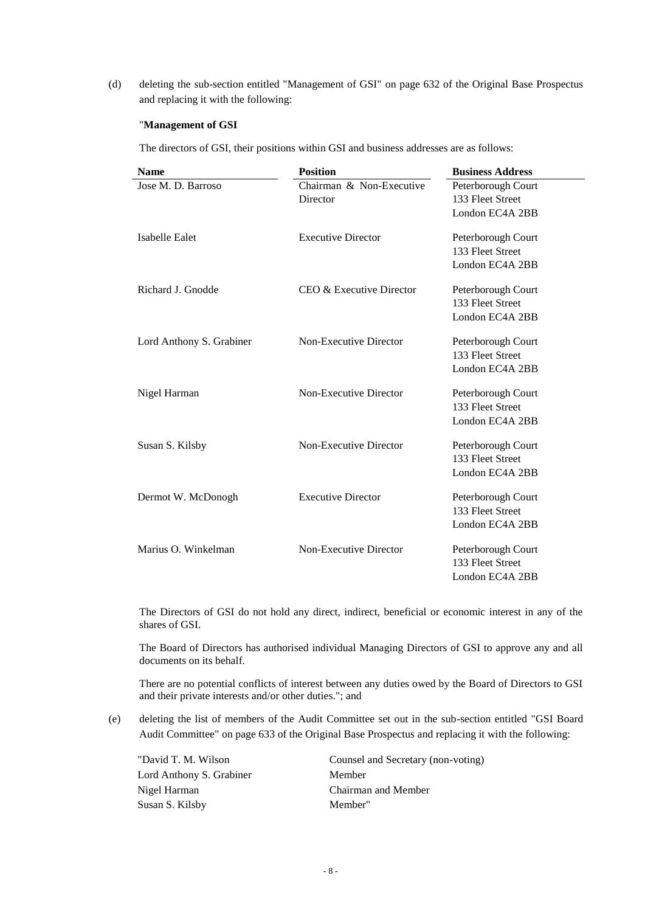(d) deleting the sub-section entitled "Management of GSI" on page 632 of the Original Base Prospectus and replacing it with the following:

"**Management of GSI**

The directors of GSI, their positions within GSI and business addresses are as follows:

| Name | Position | Business Address |
|---|---|---|
| Jose M. D. Barroso | Chairman & Non-Executive Director | Peterborough Court 133 Fleet Street London EC4A 2BB |
| Isabelle Ealet | Executive Director | Peterborough Court 133 Fleet Street London EC4A 2BB |
| Richard J. Gnodde | CEO & Executive Director | Peterborough Court 133 Fleet Street London EC4A 2BB |
| Lord Anthony S. Grabiner | Non-Executive Director | Peterborough Court 133 Fleet Street London EC4A 2BB |
| Nigel Harman | Non-Executive Director | Peterborough Court 133 Fleet Street London EC4A 2BB |
| Susan S. Kilsby | Non-Executive Director | Peterborough Court 133 Fleet Street London EC4A 2BB |
| Dermot W. McDonogh | Executive Director | Peterborough Court 133 Fleet Street London EC4A 2BB |
| Marius O. Winkelman | Non-Executive Director | Peterborough Court 133 Fleet Street London EC4A 2BB |

The Directors of GSI do not hold any direct, indirect, beneficial or economic interest in any of the shares of GSI.

The Board of Directors has authorised individual Managing Directors of GSI to approve any and all documents on its behalf.

There are no potential conflicts of interest between any duties owed by the Board of Directors to GSI and their private interests and/or other duties."; and

(e) deleting the list of members of the Audit Committee set out in the sub-section entitled "GSI Board Audit Committee" on page 633 of the Original Base Prospectus and replacing it with the following:

| | |
|---|---|
| "David T. M. Wilson | Counsel and Secretary (non-voting) |
| Lord Anthony S. Grabiner | Member |
| Nigel Harman | Chairman and Member |
| Susan S. Kilsby | Member" |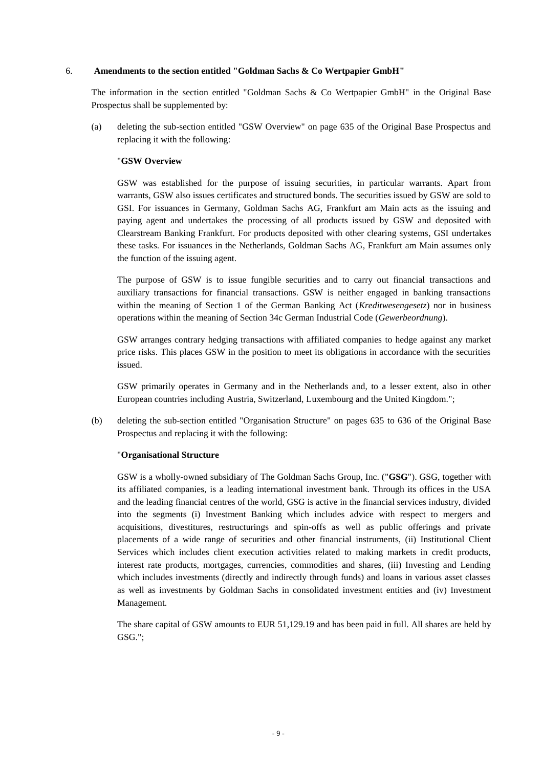6. **Amendments to the section entitled "Goldman Sachs & Co Wertpapier GmbH"**

The information in the section entitled "Goldman Sachs & Co Wertpapier GmbH" in the Original Base Prospectus shall be supplemented by:

(a) deleting the sub-section entitled "GSW Overview" on page 635 of the Original Base Prospectus and replacing it with the following:

"**GSW Overview**

GSW was established for the purpose of issuing securities, in particular warrants. Apart from warrants, GSW also issues certificates and structured bonds. The securities issued by GSW are sold to GSI. For issuances in Germany, Goldman Sachs AG, Frankfurt am Main acts as the issuing and paying agent and undertakes the processing of all products issued by GSW and deposited with Clearstream Banking Frankfurt. For products deposited with other clearing systems, GSI undertakes these tasks. For issuances in the Netherlands, Goldman Sachs AG, Frankfurt am Main assumes only the function of the issuing agent.

The purpose of GSW is to issue fungible securities and to carry out financial transactions and auxiliary transactions for financial transactions. GSW is neither engaged in banking transactions within the meaning of Section 1 of the German Banking Act (*Kreditwesengesetz*) nor in business operations within the meaning of Section 34c German Industrial Code (*Gewerbeordnung*).

GSW arranges contrary hedging transactions with affiliated companies to hedge against any market price risks. This places GSW in the position to meet its obligations in accordance with the securities issued.

GSW primarily operates in Germany and in the Netherlands and, to a lesser extent, also in other European countries including Austria, Switzerland, Luxembourg and the United Kingdom.";

(b) deleting the sub-section entitled "Organisation Structure" on pages 635 to 636 of the Original Base Prospectus and replacing it with the following:

"**Organisational Structure**

GSW is a wholly-owned subsidiary of The Goldman Sachs Group, Inc. ("**GSG**"). GSG, together with its affiliated companies, is a leading international investment bank. Through its offices in the USA and the leading financial centres of the world, GSG is active in the financial services industry, divided into the segments (i) Investment Banking which includes advice with respect to mergers and acquisitions, divestitures, restructurings and spin-offs as well as public offerings and private placements of a wide range of securities and other financial instruments, (ii) Institutional Client Services which includes client execution activities related to making markets in credit products, interest rate products, mortgages, currencies, commodities and shares, (iii) Investing and Lending which includes investments (directly and indirectly through funds) and loans in various asset classes as well as investments by Goldman Sachs in consolidated investment entities and (iv) Investment Management.

The share capital of GSW amounts to EUR 51,129.19 and has been paid in full. All shares are held by GSG.";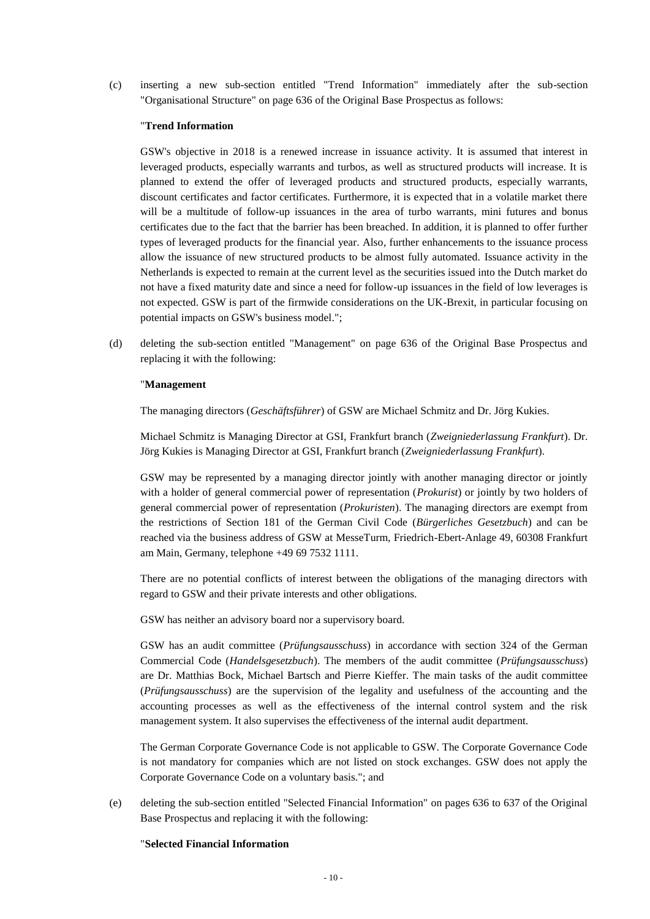(c) inserting a new sub-section entitled "Trend Information" immediately after the sub-section "Organisational Structure" on page 636 of the Original Base Prospectus as follows:

"**Trend Information**

GSW's objective in 2018 is a renewed increase in issuance activity. It is assumed that interest in leveraged products, especially warrants and turbos, as well as structured products will increase. It is planned to extend the offer of leveraged products and structured products, especially warrants, discount certificates and factor certificates. Furthermore, it is expected that in a volatile market there will be a multitude of follow-up issuances in the area of turbo warrants, mini futures and bonus certificates due to the fact that the barrier has been breached. In addition, it is planned to offer further types of leveraged products for the financial year. Also, further enhancements to the issuance process allow the issuance of new structured products to be almost fully automated. Issuance activity in the Netherlands is expected to remain at the current level as the securities issued into the Dutch market do not have a fixed maturity date and since a need for follow-up issuances in the field of low leverages is not expected. GSW is part of the firmwide considerations on the UK-Brexit, in particular focusing on potential impacts on GSW's business model.";

(d) deleting the sub-section entitled "Management" on page 636 of the Original Base Prospectus and replacing it with the following:

"**Management**

The managing directors (*Geschäftsführer*) of GSW are Michael Schmitz and Dr. Jörg Kukies.

Michael Schmitz is Managing Director at GSI, Frankfurt branch (*Zweigniederlassung Frankfurt*). Dr. Jörg Kukies is Managing Director at GSI, Frankfurt branch (*Zweigniederlassung Frankfurt*).

GSW may be represented by a managing director jointly with another managing director or jointly with a holder of general commercial power of representation (*Prokurist*) or jointly by two holders of general commercial power of representation (*Prokuristen*). The managing directors are exempt from the restrictions of Section 181 of the German Civil Code (*Bürgerliches Gesetzbuch*) and can be reached via the business address of GSW at MesseTurm, Friedrich-Ebert-Anlage 49, 60308 Frankfurt am Main, Germany, telephone +49 69 7532 1111.

There are no potential conflicts of interest between the obligations of the managing directors with regard to GSW and their private interests and other obligations.

GSW has neither an advisory board nor a supervisory board.

GSW has an audit committee (*Prüfungsausschuss*) in accordance with section 324 of the German Commercial Code (*Handelsgesetzbuch*). The members of the audit committee (*Prüfungsausschuss*) are Dr. Matthias Bock, Michael Bartsch and Pierre Kieffer. The main tasks of the audit committee (*Prüfungsausschuss*) are the supervision of the legality and usefulness of the accounting and the accounting processes as well as the effectiveness of the internal control system and the risk management system. It also supervises the effectiveness of the internal audit department.

The German Corporate Governance Code is not applicable to GSW. The Corporate Governance Code is not mandatory for companies which are not listed on stock exchanges. GSW does not apply the Corporate Governance Code on a voluntary basis."; and

(e) deleting the sub-section entitled "Selected Financial Information" on pages 636 to 637 of the Original Base Prospectus and replacing it with the following:

"**Selected Financial Information**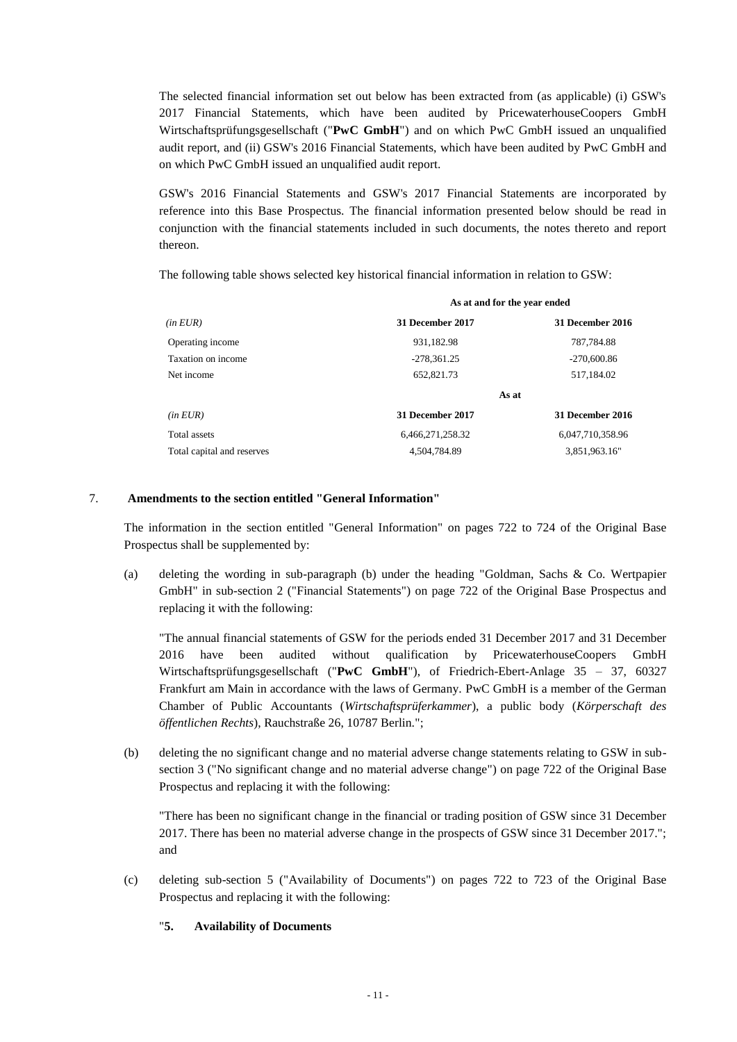The selected financial information set out below has been extracted from (as applicable) (i) GSW's 2017 Financial Statements, which have been audited by PricewaterhouseCoopers GmbH Wirtschaftsprüfungsgesellschaft ("**PwC GmbH**") and on which PwC GmbH issued an unqualified audit report, and (ii) GSW's 2016 Financial Statements, which have been audited by PwC GmbH and on which PwC GmbH issued an unqualified audit report.

GSW's 2016 Financial Statements and GSW's 2017 Financial Statements are incorporated by reference into this Base Prospectus. The financial information presented below should be read in conjunction with the financial statements included in such documents, the notes thereto and report thereon.

The following table shows selected key historical financial information in relation to GSW:

| | **As at and for the year ended** | |
|---|---|---|
| *(in EUR)* | **31 December 2017** | **31 December 2016** |
| Operating income | 931,182.98 | 787,784.88 |
| Taxation on income | -278,361.25 | -270,600.86 |
| Net income | 652,821.73 | 517,184.02 |
| | **As at** | |
| *(in EUR)* | **31 December 2017** | **31 December 2016** |
| Total assets | 6,466,271,258.32 | 6,047,710,358.96 |
| Total capital and reserves | 4,504,784.89 | 3,851,963.16" |

7. **Amendments to the section entitled "General Information"**

The information in the section entitled "General Information" on pages 722 to 724 of the Original Base Prospectus shall be supplemented by:

(a) deleting the wording in sub-paragraph (b) under the heading "Goldman, Sachs & Co. Wertpapier GmbH" in sub-section 2 ("Financial Statements") on page 722 of the Original Base Prospectus and replacing it with the following:

"The annual financial statements of GSW for the periods ended 31 December 2017 and 31 December 2016 have been audited without qualification by PricewaterhouseCoopers GmbH Wirtschaftsprüfungsgesellschaft ("**PwC GmbH**"), of Friedrich-Ebert-Anlage 35 – 37, 60327 Frankfurt am Main in accordance with the laws of Germany. PwC GmbH is a member of the German Chamber of Public Accountants (*Wirtschaftsprüferkammer*), a public body (*Körperschaft des öffentlichen Rechts*), Rauchstraße 26, 10787 Berlin.";

(b) deleting the no significant change and no material adverse change statements relating to GSW in sub-section 3 ("No significant change and no material adverse change") on page 722 of the Original Base Prospectus and replacing it with the following:

"There has been no significant change in the financial or trading position of GSW since 31 December 2017. There has been no material adverse change in the prospects of GSW since 31 December 2017."; and

(c) deleting sub-section 5 ("Availability of Documents") on pages 722 to 723 of the Original Base Prospectus and replacing it with the following:

"**5. Availability of Documents**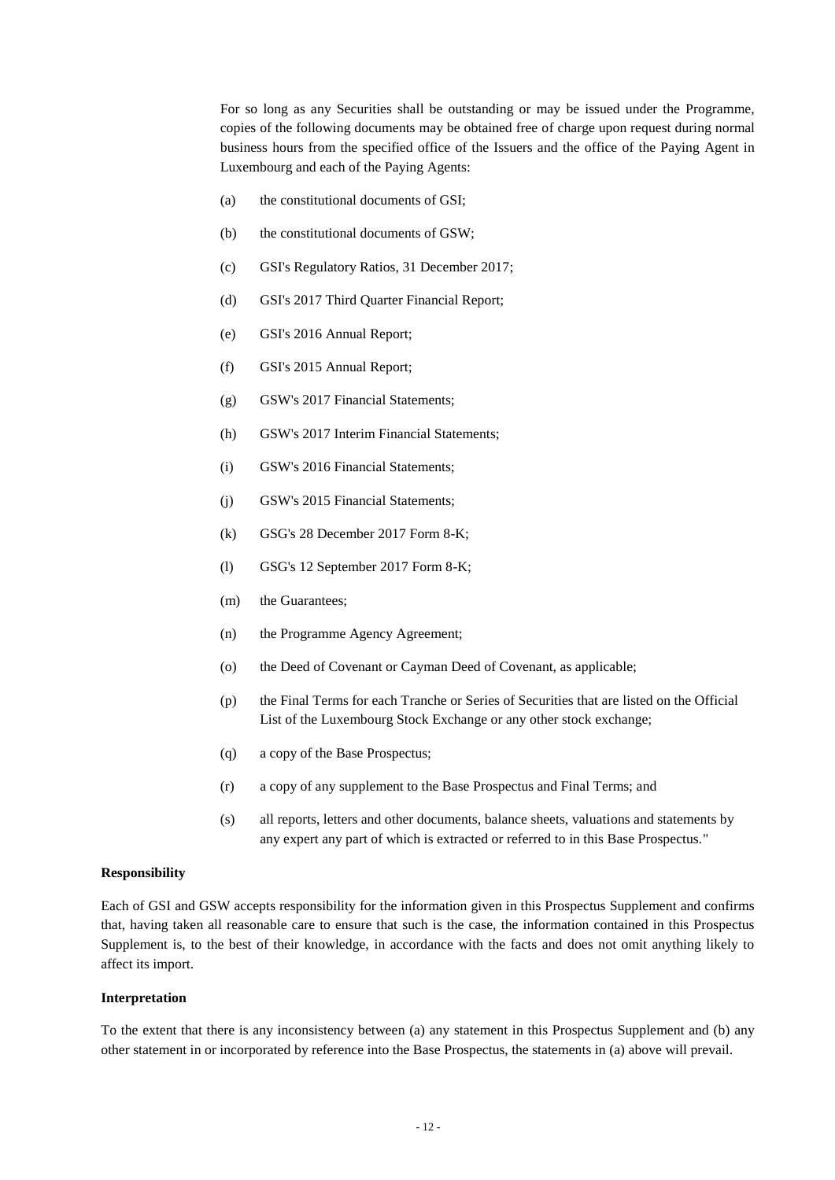For so long as any Securities shall be outstanding or may be issued under the Programme, copies of the following documents may be obtained free of charge upon request during normal business hours from the specified office of the Issuers and the office of the Paying Agent in Luxembourg and each of the Paying Agents:

(a) the constitutional documents of GSI;

(b) the constitutional documents of GSW;

(c) GSI's Regulatory Ratios, 31 December 2017;

(d) GSI's 2017 Third Quarter Financial Report;

(e) GSI's 2016 Annual Report;

(f) GSI's 2015 Annual Report;

(g) GSW's 2017 Financial Statements;

(h) GSW's 2017 Interim Financial Statements;

(i) GSW's 2016 Financial Statements;

(j) GSW's 2015 Financial Statements;

(k) GSG's 28 December 2017 Form 8-K;

(l) GSG's 12 September 2017 Form 8-K;

(m) the Guarantees;

(n) the Programme Agency Agreement;

(o) the Deed of Covenant or Cayman Deed of Covenant, as applicable;

(p) the Final Terms for each Tranche or Series of Securities that are listed on the Official List of the Luxembourg Stock Exchange or any other stock exchange;

(q) a copy of the Base Prospectus;

(r) a copy of any supplement to the Base Prospectus and Final Terms; and

(s) all reports, letters and other documents, balance sheets, valuations and statements by any expert any part of which is extracted or referred to in this Base Prospectus."

**Responsibility**

Each of GSI and GSW accepts responsibility for the information given in this Prospectus Supplement and confirms that, having taken all reasonable care to ensure that such is the case, the information contained in this Prospectus Supplement is, to the best of their knowledge, in accordance with the facts and does not omit anything likely to affect its import.

**Interpretation**

To the extent that there is any inconsistency between (a) any statement in this Prospectus Supplement and (b) any other statement in or incorporated by reference into the Base Prospectus, the statements in (a) above will prevail.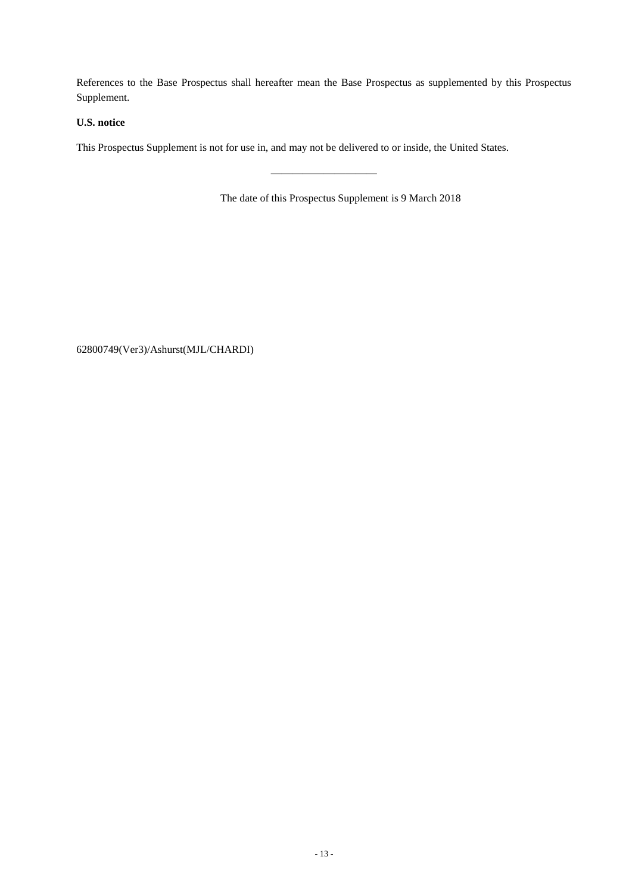References to the Base Prospectus shall hereafter mean the Base Prospectus as supplemented by this Prospectus Supplement.

**U.S. notice**

This Prospectus Supplement is not for use in, and may not be delivered to or inside, the United States.

---

The date of this Prospectus Supplement is 9 March 2018

62800749(Ver3)/Ashurst(MJL/CHARDI)